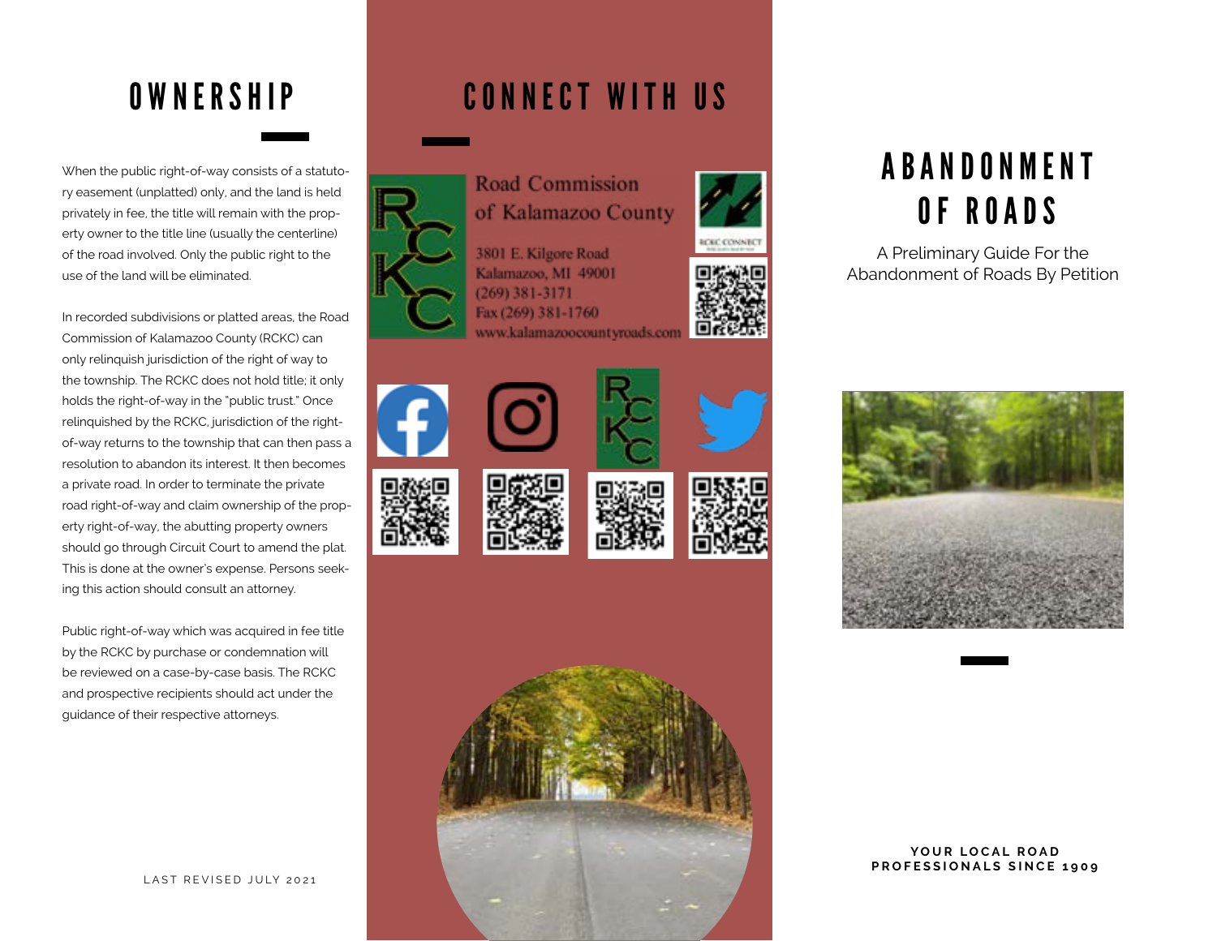# OWNERSHIP

When the public right-of-way consists of a statutory easement (unplatted) only, and the land is held privately in fee, the title will remain with the property owner to the title line (usually the centerline) of the road involved. Only the public right to the use of the land will be eliminated.

In recorded subdivisions or platted areas, the Road Commission of Kalamazoo County (RCKC) can only relinquish jurisdiction of the right of way to the township. The RCKC does not hold title; it only holds the right-of-way in the "public trust." Once relinquished by the RCKC, jurisdiction of the right-of-way returns to the township that can then pass a resolution to abandon its interest. It then becomes a private road. In order to terminate the private road right-of-way and claim ownership of the property right-of-way, the abutting property owners should go through Circuit Court to amend the plat. This is done at the owner's expense. Persons seeking this action should consult an attorney.

Public right-of-way which was acquired in fee title by the RCKC by purchase or condemnation will be reviewed on a case-by-case basis. The RCKC and prospective recipients should act under the guidance of their respective attorneys.

LAST REVISED JULY 2021

# CONNECT WITH US

Road Commission of Kalamazoo County

3801 E. Kilgore Road
Kalamazoo, MI 49001
(269) 381-3171
Fax (269) 381-1760
www.kalamazoocountyroads.com

RCKC CONNECT

# ABANDONMENT OF ROADS

A Preliminary Guide For the Abandonment of Roads By Petition

**YOUR LOCAL ROAD PROFESSIONALS SINCE 1909**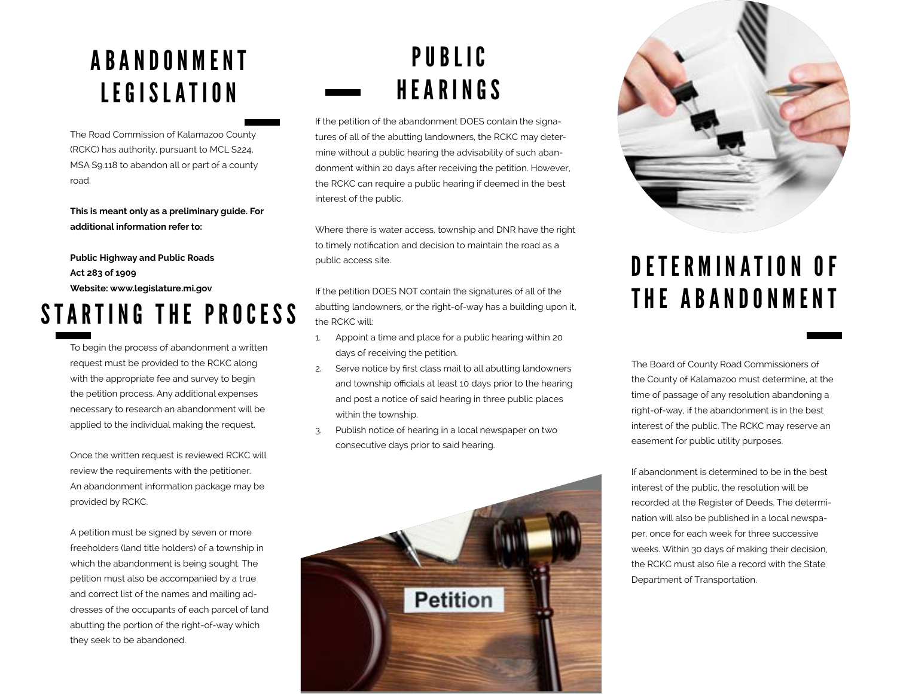## ABANDONMENT LEGISLATION

The Road Commission of Kalamazoo County (RCKC) has authority, pursuant to MCL S224, MSA S9.118 to abandon all or part of a county road.

**This is meant only as a preliminary guide. For additional information refer to:**

**Public Highway and Public Roads**
**Act 283 of 1909**
**Website: www.legislature.mi.gov**

## STARTING THE PROCESS

To begin the process of abandonment a written request must be provided to the RCKC along with the appropriate fee and survey to begin the petition process. Any additional expenses necessary to research an abandonment will be applied to the individual making the request.

Once the written request is reviewed RCKC will review the requirements with the petitioner. An abandonment information package may be provided by RCKC.

A petition must be signed by seven or more freeholders (land title holders) of a township in which the abandonment is being sought. The petition must also be accompanied by a true and correct list of the names and mailing addresses of the occupants of each parcel of land abutting the portion of the right-of-way which they seek to be abandoned.

## PUBLIC HEARINGS

If the petition of the abandonment DOES contain the signatures of all of the abutting landowners, the RCKC may determine without a public hearing the advisability of such abandonment within 20 days after receiving the petition. However, the RCKC can require a public hearing if deemed in the best interest of the public.

Where there is water access, township and DNR have the right to timely notification and decision to maintain the road as a public access site.

If the petition DOES NOT contain the signatures of all of the abutting landowners, or the right-of-way has a building upon it, the RCKC will:

1. Appoint a time and place for a public hearing within 20 days of receiving the petition.
2. Serve notice by first class mail to all abutting landowners and township officials at least 10 days prior to the hearing and post a notice of said hearing in three public places within the township.
3. Publish notice of hearing in a local newspaper on two consecutive days prior to said hearing.

## DETERMINATION OF THE ABANDONMENT

The Board of County Road Commissioners of the County of Kalamazoo must determine, at the time of passage of any resolution abandoning a right-of-way, if the abandonment is in the best interest of the public. The RCKC may reserve an easement for public utility purposes.

If abandonment is determined to be in the best interest of the public, the resolution will be recorded at the Register of Deeds. The determination will also be published in a local newspaper, once for each week for three successive weeks. Within 30 days of making their decision, the RCKC must also file a record with the State Department of Transportation.